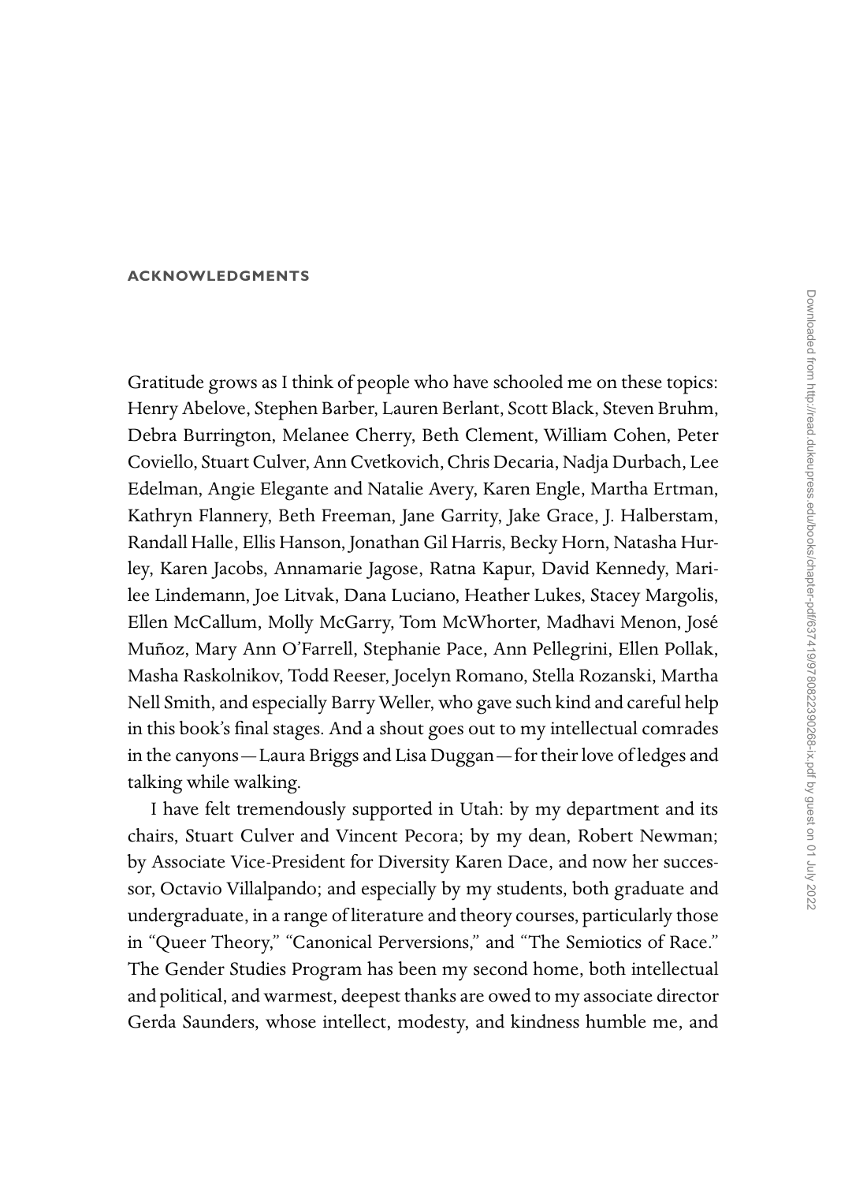## ACKNOWLEDGMENTS

Gratitude grows as I think of people who have schooled me on these topics: Henry Abelove, Stephen Barber, Lauren Berlant, Scott Black, Steven Bruhm, Debra Burrington, Melanee Cherry, Beth Clement, William Cohen, Peter Coviello, Stuart Culver, Ann Cvetkovich, Chris Decaria, Nadja Durbach, Lee Edelman, Angie Elegante and Natalie Avery, Karen Engle, Martha Ertman, Kathryn Flannery, Beth Freeman, Jane Garrity, Jake Grace, J. Halberstam, Randall Halle, Ellis Hanson, Jonathan Gil Harris, Becky Horn, Natasha Hurley, Karen Jacobs, Annamarie Jagose, Ratna Kapur, David Kennedy, Marilee Lindemann, Joe Litvak, Dana Luciano, Heather Lukes, Stacey Margolis, Ellen McCallum, Molly McGarry, Tom McWhorter, Madhavi Menon, José Muñoz, Mary Ann O'Farrell, Stephanie Pace, Ann Pellegrini, Ellen Pollak, Masha Raskolnikov, Todd Reeser, Jocelyn Romano, Stella Rozanski, Martha Nell Smith, and especially Barry Weller, who gave such kind and careful help in this book's final stages. And a shout goes out to my intellectual comrades in the canyons—Laura Briggs and Lisa Duggan—for their love of ledges and talking while walking.

I have felt tremendously supported in Utah: by my department and its chairs, Stuart Culver and Vincent Pecora; by my dean, Robert Newman; by Associate Vice-President for Diversity Karen Dace, and now her successor, Octavio Villalpando; and especially by my students, both graduate and undergraduate, in a range of literature and theory courses, particularly those in "Queer Theory," "Canonical Perversions," and "The Semiotics of Race." The Gender Studies Program has been my second home, both intellectual and political, and warmest, deepest thanks are owed to my associate director Gerda Saunders, whose intellect, modesty, and kindness humble me, and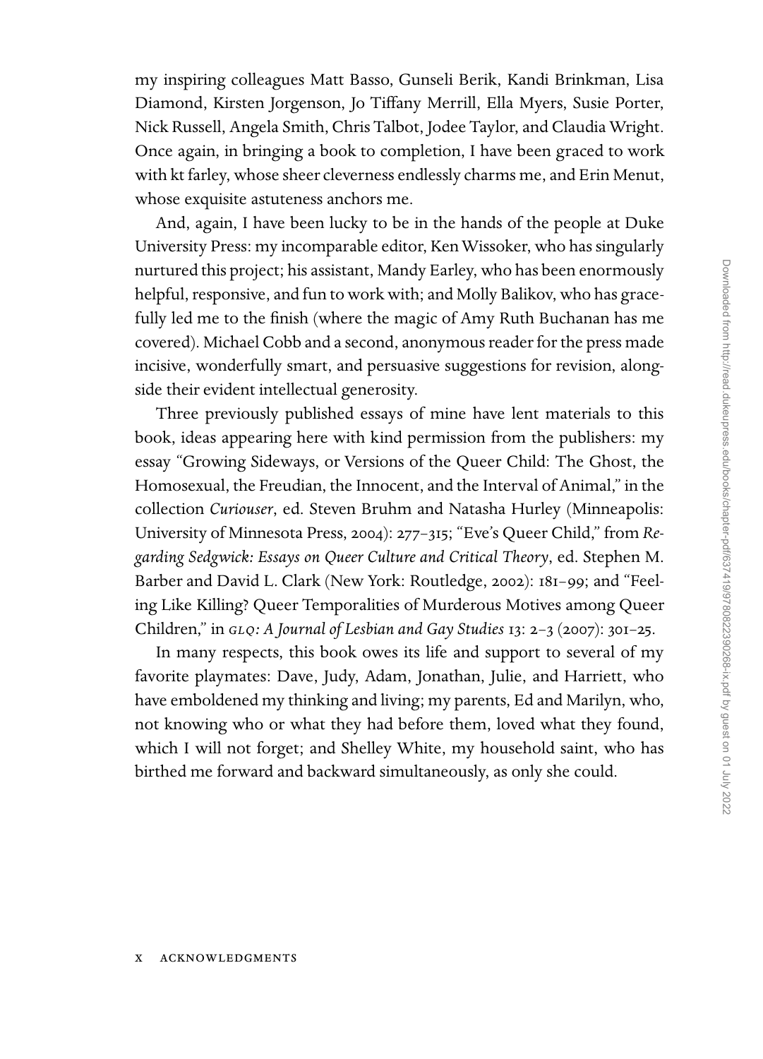my inspiring colleagues Matt Basso, Gunseli Berik, Kandi Brinkman, Lisa Diamond, Kirsten Jorgenson, Jo Tiffany Merrill, Ella Myers, Susie Porter, Nick Russell, Angela Smith, Chris Talbot, Jodee Taylor, and Claudia Wright. Once again, in bringing a book to completion, I have been graced to work with kt farley, whose sheer cleverness endlessly charms me, and Erin Menut, whose exquisite astuteness anchors me.

And, again, I have been lucky to be in the hands of the people at Duke University Press: my incomparable editor, Ken Wissoker, who has singularly nurtured this project; his assistant, Mandy Earley, who has been enormously helpful, responsive, and fun to work with; and Molly Balikov, who has gracefully led me to the finish (where the magic of Amy Ruth Buchanan has me covered). Michael Cobb and a second, anonymous reader for the press made incisive, wonderfully smart, and persuasive suggestions for revision, alongside their evident intellectual generosity.

Three previously published essays of mine have lent materials to this book, ideas appearing here with kind permission from the publishers: my essay "Growing Sideways, or Versions of the Queer Child: The Ghost, the Homosexual, the Freudian, the Innocent, and the Interval of Animal," in the collection *Curiouser*, ed. Steven Bruhm and Natasha Hurley (Minneapolis: University of Minnesota Press, 2004): 277–315; "Eve's Queer Child," from *Regarding Sedgwick: Essays on Queer Culture and Critical Theory*, ed. Stephen M. Barber and David L. Clark (New York: Routledge, 2002): 181–99; and "Feeling Like Killing? Queer Temporalities of Murderous Motives among Queer Children," in *GLQ: A Journal of Lesbian and Gay Studies* 13: 2–3 (2007): 301–25.

In many respects, this book owes its life and support to several of my favorite playmates: Dave, Judy, Adam, Jonathan, Julie, and Harriett, who have emboldened my thinking and living; my parents, Ed and Marilyn, who, not knowing who or what they had before them, loved what they found, which I will not forget; and Shelley White, my household saint, who has birthed me forward and backward simultaneously, as only she could.